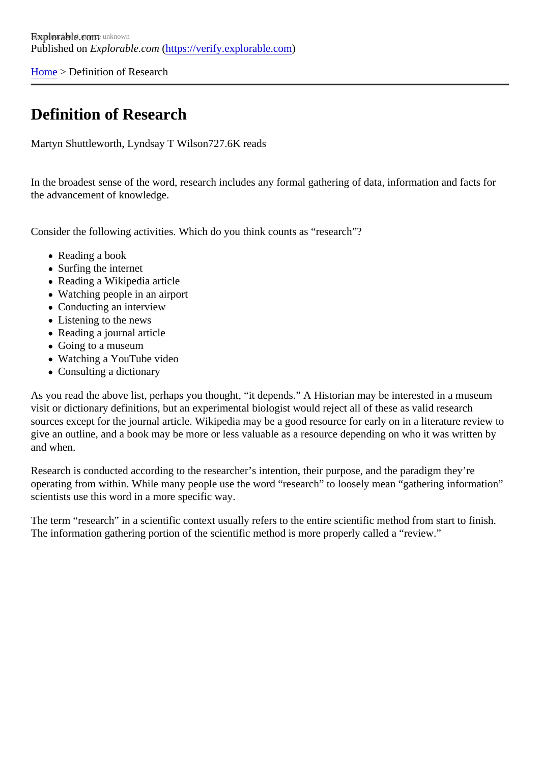Explorable.com

Published on *Explorable.com* (https://verify.explorable.com)

Home > Definition of Research

# Definition of Research

Martyn Shuttleworth, Lyndsay T Wilson727.6K reads

In the broadest sense of the word, research includes any formal gathering of data, information and facts for the advancement of knowledge.

Consider the following activities. Which do you think counts as "research"?

- Reading a book
- Surfing the internet
- Reading a Wikipedia article
- Watching people in an airport
- Conducting an interview
- Listening to the news
- Reading a journal article
- Going to a museum
- Watching a YouTube video
- Consulting a dictionary

As you read the above list, perhaps you thought, "it depends." A Historian may be interested in a museum visit or dictionary definitions, but an experimental biologist would reject all of these as valid research sources except for the journal article. Wikipedia may be a good resource for early on in a literature review to give an outline, and a book may be more or less valuable as a resource depending on who it was written by and when.

Research is conducted according to the researcher's intention, their purpose, and the paradigm they're operating from within. While many people use the word "research" to loosely mean "gathering information" scientists use this word in a more specific way.

The term "research" in a scientific context usually refers to the entire scientific method from start to finish. The information gathering portion of the scientific method is more properly called a "review."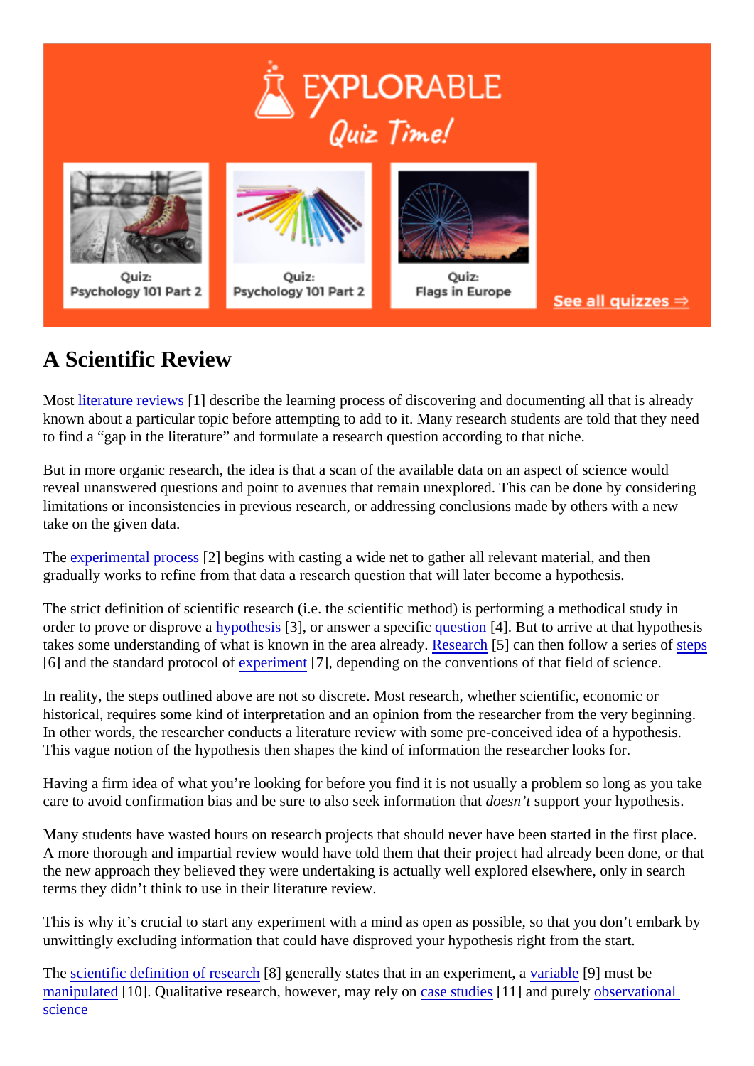## A Scientific Review

Most literature reviews [1] describe the learning process of discovering and documenting all that is already known about a particular topic before attempting to add to it. Many research students are told that they need to find a "gap in the literature" and formulate a research question according to that niche.

But in more organic research, the idea is that a scan of the available data on an aspect of science would reveal unanswered questions and point to avenues that remain unexplored. This can be done by considering limitations or inconsistencies in previous research, or addressing conclusions made by others with a new take on the given data.

The experimental process [2] begins with casting a wide net to gather all relevant material, and then gradually works to refine from that data a research question that will later become a hypothesis.

The strict definition of scientific research (i.e. the scientific method) is performing a methodical study in order to prove or disprove a hypothesis [3], or answer a specific question [4]. But to arrive at that hypothesis takes some understanding of what is known in the area already. Research [5] can then follow a series of steps [6] and the standard protocol of experiment [7], depending on the conventions of that field of science.

In reality, the steps outlined above are not so discrete. Most research, whether scientific, economic or historical, requires some kind of interpretation and an opinion from the researcher from the very beginning. In other words, the researcher conducts a literature review with some pre-conceived idea of a hypothesis. This vague notion of the hypothesis then shapes the kind of information the researcher looks for.

Having a firm idea of what you're looking for before you find it is not usually a problem so long as you take care to avoid confirmation bias and be sure to also seek information that *doesn't* support your hypothesis.

Many students have wasted hours on research projects that should never have been started in the first place. A more thorough and impartial review would have told them that their project had already been done, or that the new approach they believed they were undertaking is actually well explored elsewhere, only in search terms they didn't think to use in their literature review.

This is why it's crucial to start any experiment with a mind as open as possible, so that you don't embark by unwittingly excluding information that could have disproved your hypothesis right from the start.

The scientific definition of research [8] generally states that in an experiment, a variable [9] must be manipulated [10]. Qualitative research, however, may rely on case studies [11] and purely observational science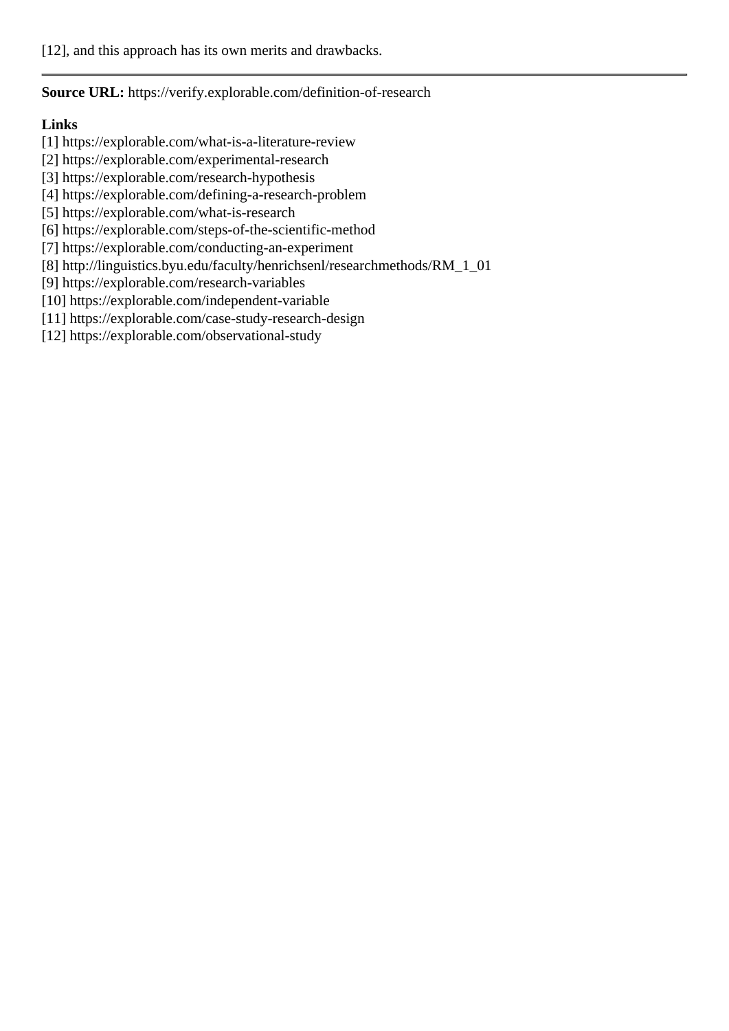[12], and this approach has its own merits and drawbacks.

---

**Source URL:** https://verify.explorable.com/definition-of-research

**Links**

[1] https://explorable.com/what-is-a-literature-review
[2] https://explorable.com/experimental-research
[3] https://explorable.com/research-hypothesis
[4] https://explorable.com/defining-a-research-problem
[5] https://explorable.com/what-is-research
[6] https://explorable.com/steps-of-the-scientific-method
[7] https://explorable.com/conducting-an-experiment
[8] http://linguistics.byu.edu/faculty/henrichsenl/researchmethods/RM_1_01
[9] https://explorable.com/research-variables
[10] https://explorable.com/independent-variable
[11] https://explorable.com/case-study-research-design
[12] https://explorable.com/observational-study